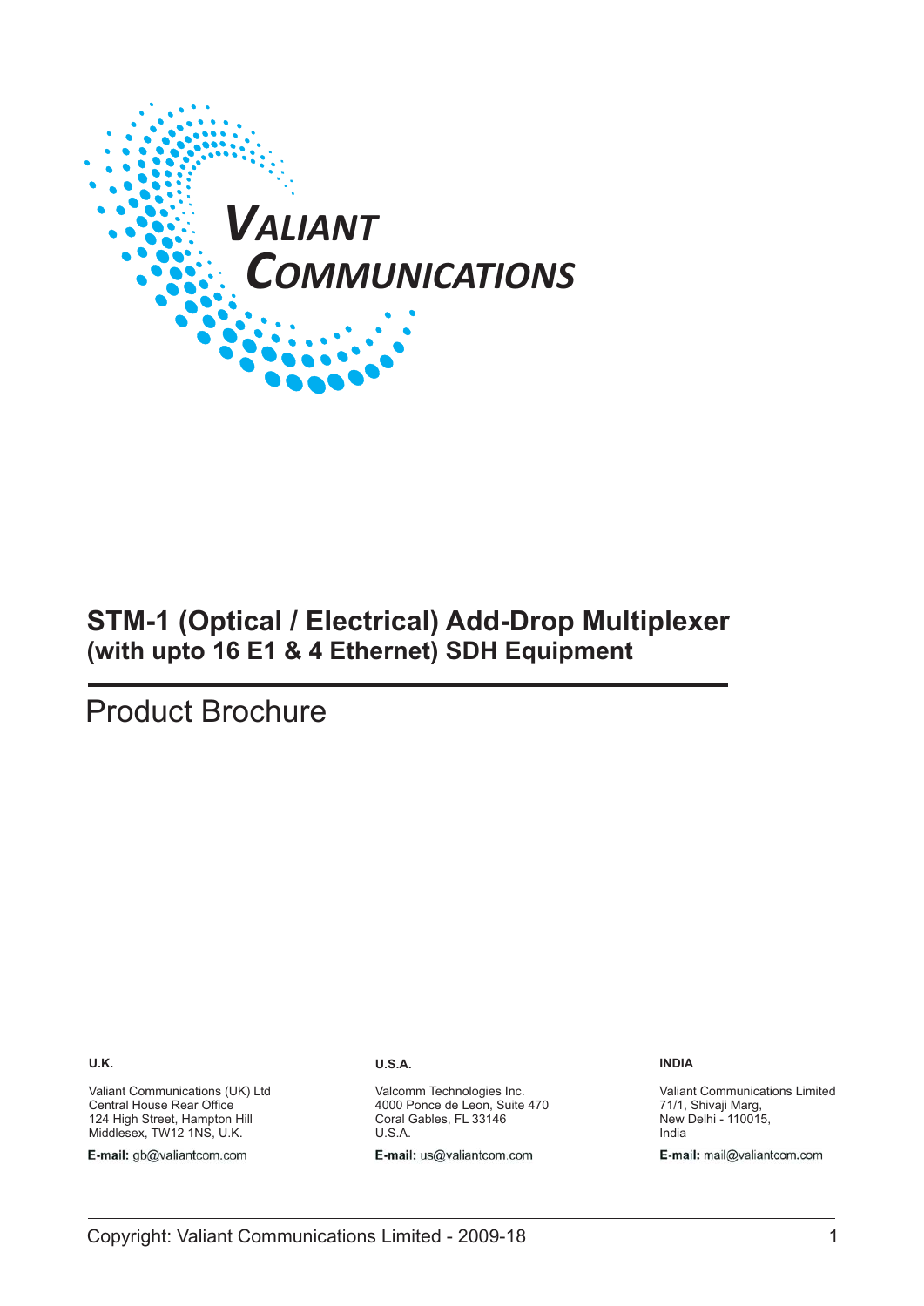VALIANT COMMUNICATIONS

# STM-1 (Optical / Electrical) Add-Drop Multiplexer (with upto 16 E1 & 4 Ethernet) SDH Equipment

## Product Brochure

**U.K.**

Valiant Communications (UK) Ltd
Central House Rear Office
124 High Street, Hampton Hill
Middlesex, TW12 1NS, U.K.

**E-mail:** gb@valiantcom.com

**U.S.A.**

Valcomm Technologies Inc.
4000 Ponce de Leon, Suite 470
Coral Gables, FL 33146
U.S.A.

**E-mail:** us@valiantcom.com

**INDIA**

Valiant Communications Limited
71/1, Shivaji Marg,
New Delhi - 110015,
India

**E-mail:** mail@valiantcom.com

Copyright: Valiant Communications Limited - 2009-18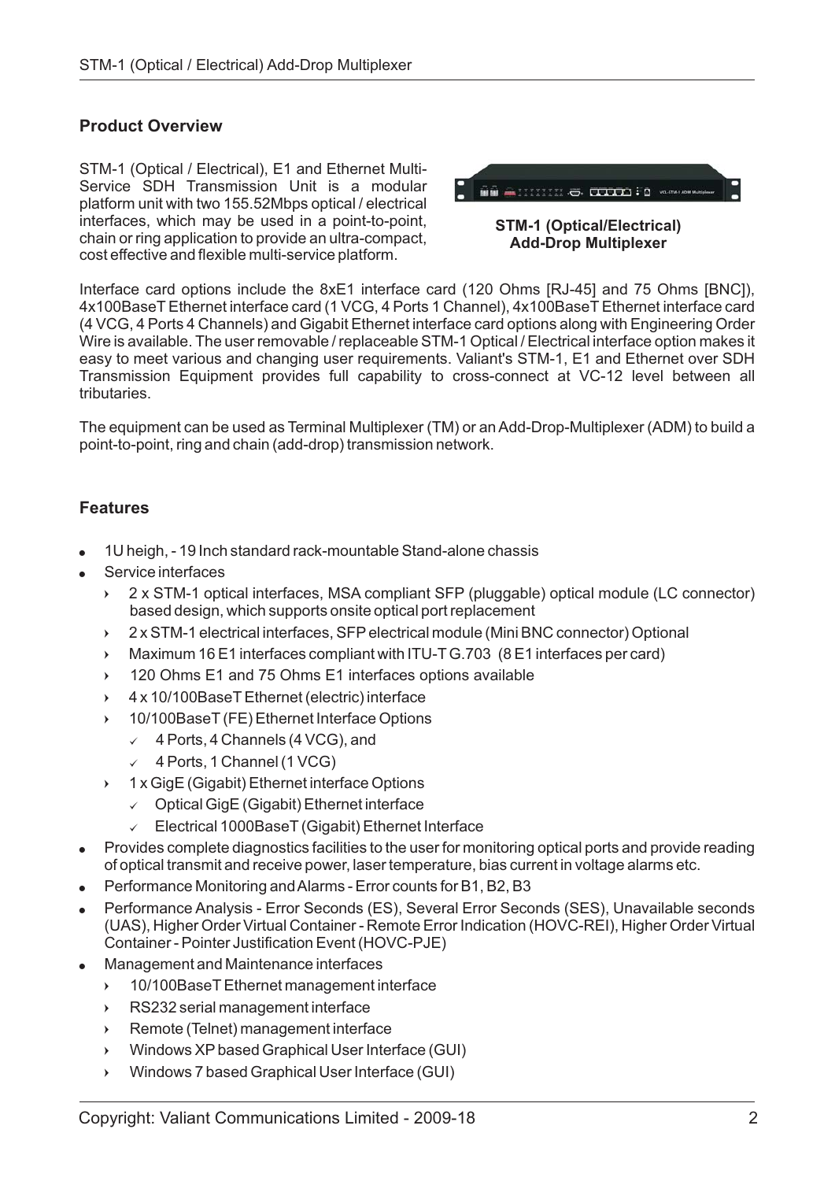## Product Overview

STM-1 (Optical / Electrical), E1 and Ethernet Multi-Service SDH Transmission Unit is a modular platform unit with two 155.52Mbps optical / electrical interfaces, which may be used in a point-to-point, chain or ring application to provide an ultra-compact, cost effective and flexible multi-service platform.

**STM-1 (Optical/Electrical) Add-Drop Multiplexer**

Interface card options include the 8xE1 interface card (120 Ohms [RJ-45] and 75 Ohms [BNC]), 4x100BaseT Ethernet interface card (1 VCG, 4 Ports 1 Channel), 4x100BaseT Ethernet interface card (4 VCG, 4 Ports 4 Channels) and Gigabit Ethernet interface card options along with Engineering Order Wire is available. The user removable / replaceable STM-1 Optical / Electrical interface option makes it easy to meet various and changing user requirements. Valiant's STM-1, E1 and Ethernet over SDH Transmission Equipment provides full capability to cross-connect at VC-12 level between all tributaries.

The equipment can be used as Terminal Multiplexer (TM) or an Add-Drop-Multiplexer (ADM) to build a point-to-point, ring and chain (add-drop) transmission network.

## Features

- 1U heigh, - 19 Inch standard rack-mountable Stand-alone chassis
- Service interfaces
  - 2 x STM-1 optical interfaces, MSA compliant SFP (pluggable) optical module (LC connector) based design, which supports onsite optical port replacement
  - 2 x STM-1 electrical interfaces, SFP electrical module (Mini BNC connector) Optional
  - Maximum 16 E1 interfaces compliant with ITU-T G.703 (8 E1 interfaces per card)
  - 120 Ohms E1 and 75 Ohms E1 interfaces options available
  - 4 x 10/100BaseT Ethernet (electric) interface
  - 10/100BaseT (FE) Ethernet Interface Options
    - 4 Ports, 4 Channels (4 VCG), and
    - 4 Ports, 1 Channel (1 VCG)
  - 1 x GigE (Gigabit) Ethernet interface Options
    - Optical GigE (Gigabit) Ethernet interface
    - Electrical 1000BaseT (Gigabit) Ethernet Interface
- Provides complete diagnostics facilities to the user for monitoring optical ports and provide reading of optical transmit and receive power, laser temperature, bias current in voltage alarms etc.
- Performance Monitoring and Alarms - Error counts for B1, B2, B3
- Performance Analysis - Error Seconds (ES), Several Error Seconds (SES), Unavailable seconds (UAS), Higher Order Virtual Container - Remote Error Indication (HOVC-REI), Higher Order Virtual Container - Pointer Justification Event (HOVC-PJE)
- Management and Maintenance interfaces
  - 10/100BaseT Ethernet management interface
  - RS232 serial management interface
  - Remote (Telnet) management interface
  - Windows XP based Graphical User Interface (GUI)
  - Windows 7 based Graphical User Interface (GUI)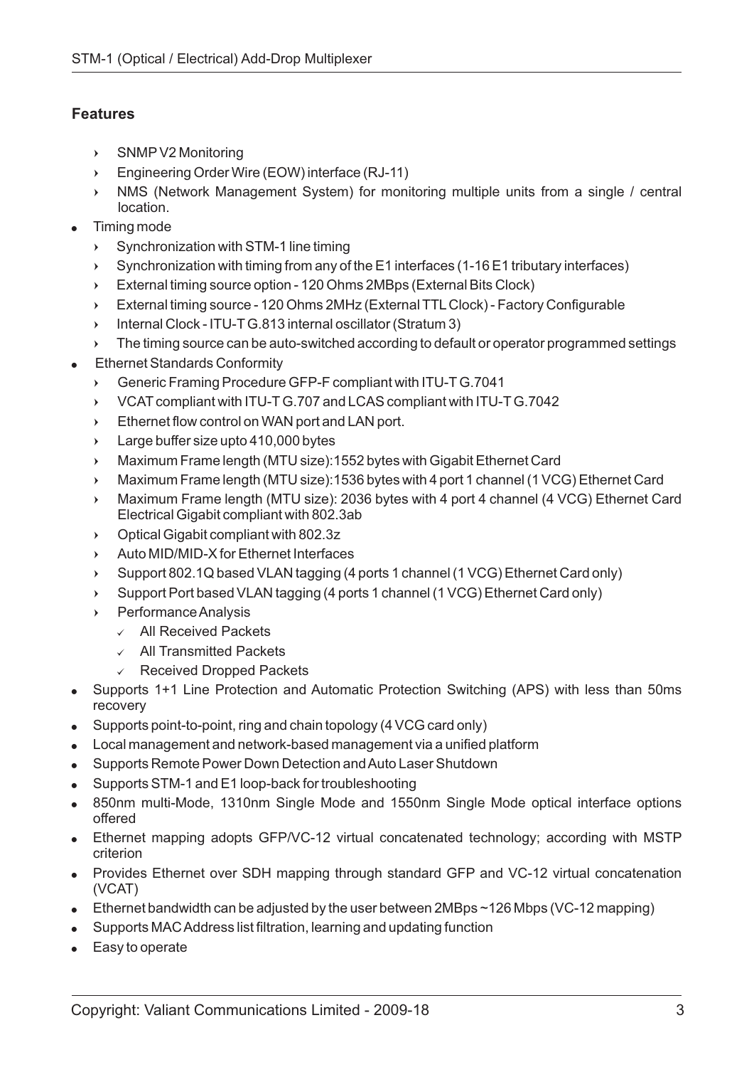## Features

  - SNMP V2 Monitoring
  - Engineering Order Wire (EOW) interface (RJ-11)
  - NMS (Network Management System) for monitoring multiple units from a single / central location.
- Timing mode
  - Synchronization with STM-1 line timing
  - Synchronization with timing from any of the E1 interfaces (1-16 E1 tributary interfaces)
  - External timing source option - 120 Ohms 2MBps (External Bits Clock)
  - External timing source - 120 Ohms 2MHz (External TTL Clock) - Factory Configurable
  - Internal Clock - ITU-T G.813 internal oscillator (Stratum 3)
  - The timing source can be auto-switched according to default or operator programmed settings
- Ethernet Standards Conformity
  - Generic Framing Procedure GFP-F compliant with ITU-T G.7041
  - VCAT compliant with ITU-T G.707 and LCAS compliant with ITU-T G.7042
  - Ethernet flow control on WAN port and LAN port.
  - Large buffer size upto 410,000 bytes
  - Maximum Frame length (MTU size):1552 bytes with Gigabit Ethernet Card
  - Maximum Frame length (MTU size):1536 bytes with 4 port 1 channel (1 VCG) Ethernet Card
  - Maximum Frame length (MTU size): 2036 bytes with 4 port 4 channel (4 VCG) Ethernet Card Electrical Gigabit compliant with 802.3ab
  - Optical Gigabit compliant with 802.3z
  - Auto MID/MID-X for Ethernet Interfaces
  - Support 802.1Q based VLAN tagging (4 ports 1 channel (1 VCG) Ethernet Card only)
  - Support Port based VLAN tagging (4 ports 1 channel (1 VCG) Ethernet Card only)
  - Performance Analysis
    - All Received Packets
    - All Transmitted Packets
    - Received Dropped Packets
- Supports 1+1 Line Protection and Automatic Protection Switching (APS) with less than 50ms recovery
- Supports point-to-point, ring and chain topology (4 VCG card only)
- Local management and network-based management via a unified platform
- Supports Remote Power Down Detection and Auto Laser Shutdown
- Supports STM-1 and E1 loop-back for troubleshooting
- 850nm multi-Mode, 1310nm Single Mode and 1550nm Single Mode optical interface options offered
- Ethernet mapping adopts GFP/VC-12 virtual concatenated technology; according with MSTP criterion
- Provides Ethernet over SDH mapping through standard GFP and VC-12 virtual concatenation (VCAT)
- Ethernet bandwidth can be adjusted by the user between 2MBps ~126 Mbps (VC-12 mapping)
- Supports MAC Address list filtration, learning and updating function
- Easy to operate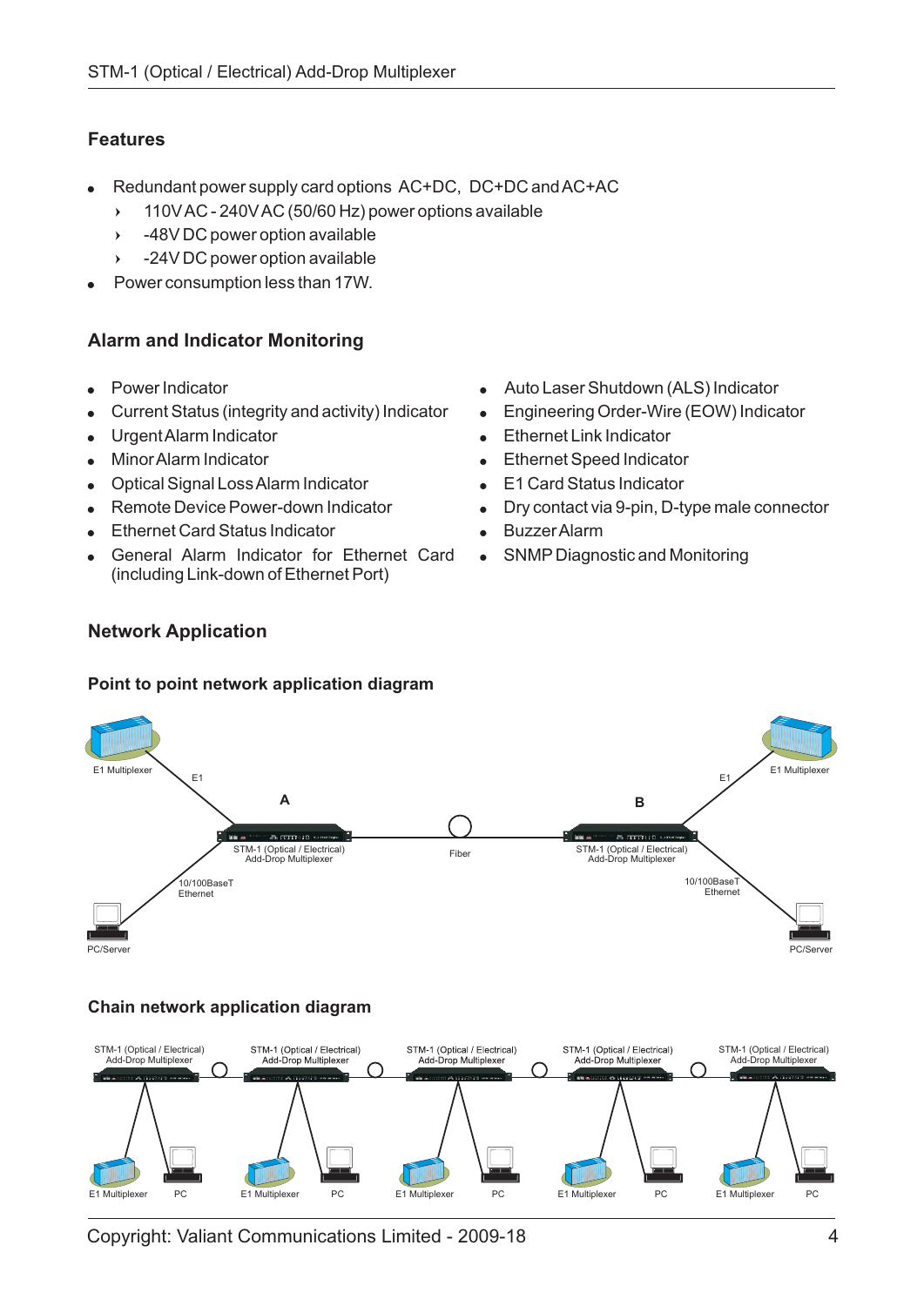## Features

- Redundant power supply card options AC+DC, DC+DC and AC+AC
  - 110V AC - 240V AC (50/60 Hz) power options available
  - -48V DC power option available
  - -24V DC power option available
- Power consumption less than 17W.

## Alarm and Indicator Monitoring

- Power Indicator
- Current Status (integrity and activity) Indicator
- Urgent Alarm Indicator
- Minor Alarm Indicator
- Optical Signal Loss Alarm Indicator
- Remote Device Power-down Indicator
- Ethernet Card Status Indicator
- General Alarm Indicator for Ethernet Card (including Link-down of Ethernet Port)
- Auto Laser Shutdown (ALS) Indicator
- Engineering Order-Wire (EOW) Indicator
- Ethernet Link Indicator
- Ethernet Speed Indicator
- E1 Card Status Indicator
- Dry contact via 9-pin, D-type male connector
- Buzzer Alarm
- SNMP Diagnostic and Monitoring

## Network Application

### Point to point network application diagram

E1 Multiplexer — E1 — A — STM-1 (Optical / Electrical) Add-Drop Multiplexer — Fiber — B — STM-1 (Optical / Electrical) Add-Drop Multiplexer — E1 — E1 Multiplexer

PC/Server — 10/100BaseT Ethernet — A; B — 10/100BaseT Ethernet — PC/Server

### Chain network application diagram

STM-1 (Optical / Electrical) Add-Drop Multiplexer (×5), each connected to E1 Multiplexer and PC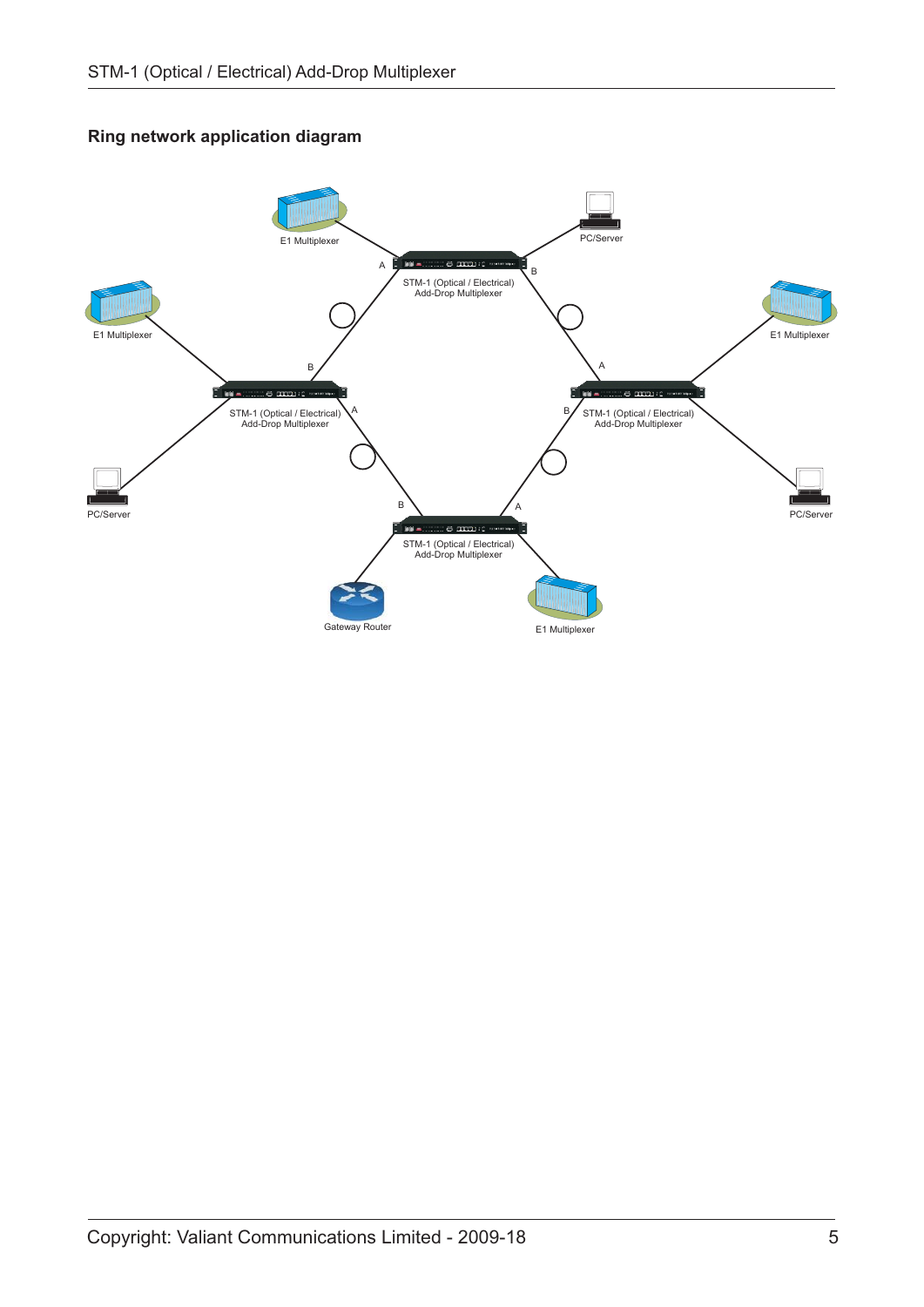## Ring network application diagram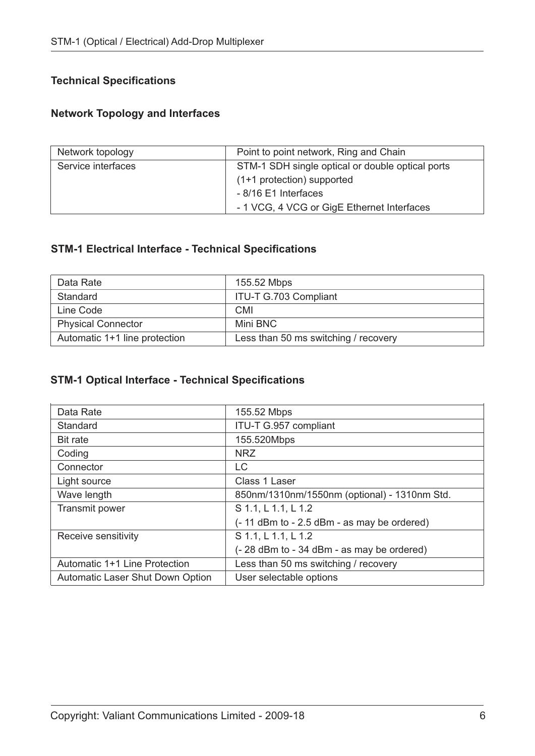## Technical Specifications

### Network Topology and Interfaces

| | |
|---|---|
| Network topology | Point to point network, Ring and Chain |
| Service interfaces | STM-1 SDH single optical or double optical ports (1+1 protection) supported<br>- 8/16 E1 Interfaces<br>- 1 VCG, 4 VCG or GigE Ethernet Interfaces |

### STM-1 Electrical Interface - Technical Specifications

| | |
|---|---|
| Data Rate | 155.52 Mbps |
| Standard | ITU-T G.703 Compliant |
| Line Code | CMI |
| Physical Connector | Mini BNC |
| Automatic 1+1 line protection | Less than 50 ms switching / recovery |

### STM-1 Optical Interface - Technical Specifications

| | |
|---|---|
| Data Rate | 155.52 Mbps |
| Standard | ITU-T G.957 compliant |
| Bit rate | 155.520Mbps |
| Coding | NRZ |
| Connector | LC |
| Light source | Class 1 Laser |
| Wave length | 850nm/1310nm/1550nm (optional) - 1310nm Std. |
| Transmit power | S 1.1, L 1.1, L 1.2<br>(- 11 dBm to - 2.5 dBm - as may be ordered) |
| Receive sensitivity | S 1.1, L 1.1, L 1.2<br>(- 28 dBm to - 34 dBm - as may be ordered) |
| Automatic 1+1 Line Protection | Less than 50 ms switching / recovery |
| Automatic Laser Shut Down Option | User selectable options |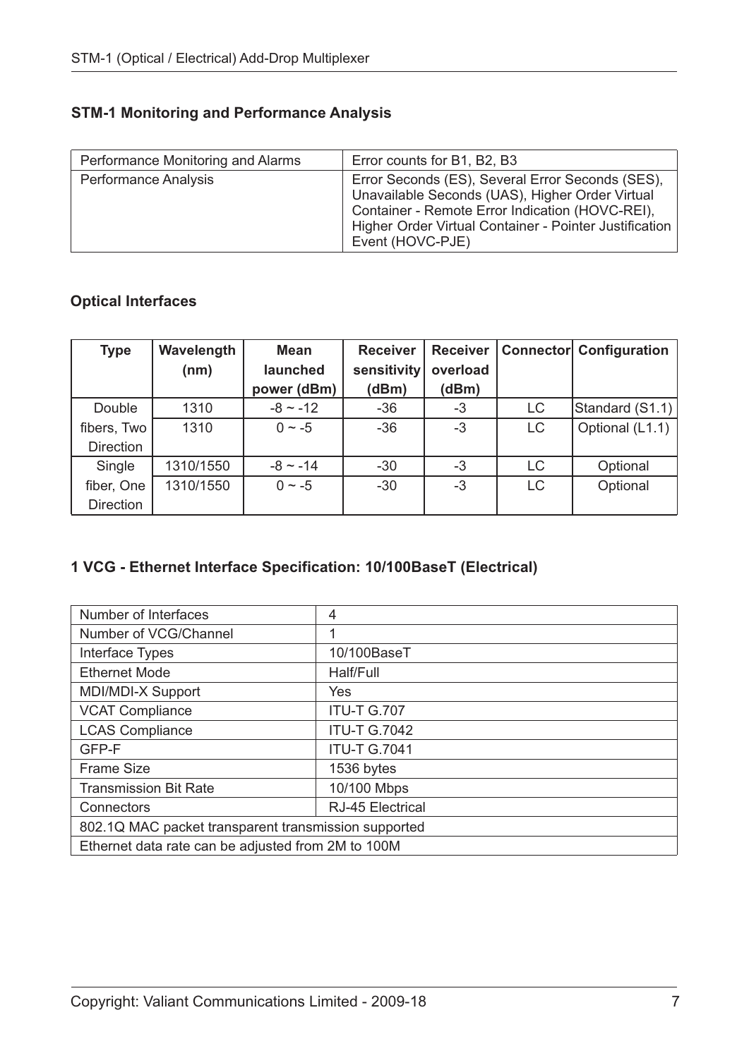## STM-1 Monitoring and Performance Analysis

| Performance Monitoring and Alarms | Error counts for B1, B2, B3 |
|---|---|
| Performance Analysis | Error Seconds (ES), Several Error Seconds (SES), Unavailable Seconds (UAS), Higher Order Virtual Container - Remote Error Indication (HOVC-REI), Higher Order Virtual Container - Pointer Justification Event (HOVC-PJE) |

## Optical Interfaces

| Type | Wavelength (nm) | Mean launched power (dBm) | Receiver sensitivity (dBm) | Receiver overload (dBm) | Connector | Configuration |
|---|---|---|---|---|---|---|
| Double fibers, Two Direction | 1310 | -8 ~ -12 | -36 | -3 | LC | Standard (S1.1) |
| | 1310 | 0 ~ -5 | -36 | -3 | LC | Optional (L1.1) |
| Single fiber, One Direction | 1310/1550 | -8 ~ -14 | -30 | -3 | LC | Optional |
| | 1310/1550 | 0 ~ -5 | -30 | -3 | LC | Optional |

## 1 VCG - Ethernet Interface Specification: 10/100BaseT (Electrical)

| Number of Interfaces | 4 |
|---|---|
| Number of VCG/Channel | 1 |
| Interface Types | 10/100BaseT |
| Ethernet Mode | Half/Full |
| MDI/MDI-X Support | Yes |
| VCAT Compliance | ITU-T G.707 |
| LCAS Compliance | ITU-T G.7042 |
| GFP-F | ITU-T G.7041 |
| Frame Size | 1536 bytes |
| Transmission Bit Rate | 10/100 Mbps |
| Connectors | RJ-45 Electrical |
| 802.1Q MAC packet transparent transmission supported | |
| Ethernet data rate can be adjusted from 2M to 100M | |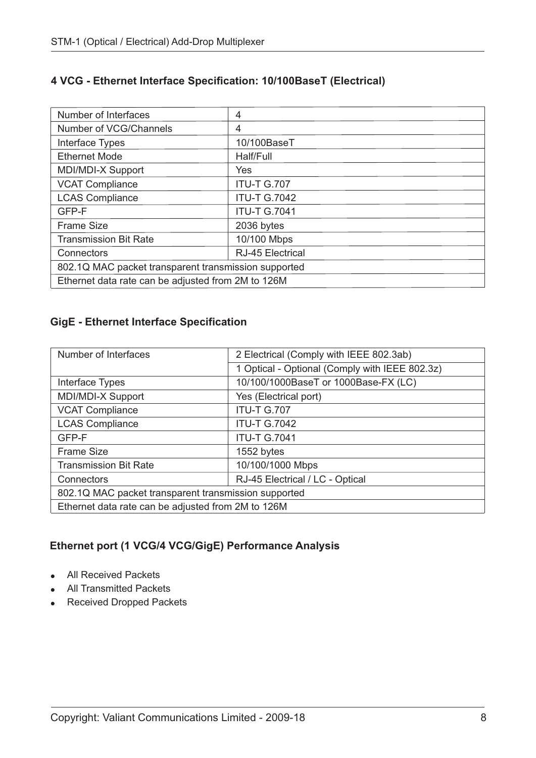### 4 VCG - Ethernet Interface Specification: 10/100BaseT (Electrical)

| Number of Interfaces | 4 |
|---|---|
| Number of VCG/Channels | 4 |
| Interface Types | 10/100BaseT |
| Ethernet Mode | Half/Full |
| MDI/MDI-X Support | Yes |
| VCAT Compliance | ITU-T G.707 |
| LCAS Compliance | ITU-T G.7042 |
| GFP-F | ITU-T G.7041 |
| Frame Size | 2036 bytes |
| Transmission Bit Rate | 10/100 Mbps |
| Connectors | RJ-45 Electrical |
| 802.1Q MAC packet transparent transmission supported | |
| Ethernet data rate can be adjusted from 2M to 126M | |

### GigE - Ethernet Interface Specification

| Number of Interfaces | 2 Electrical (Comply with IEEE 802.3ab) |
|---|---|
| | 1 Optical - Optional (Comply with IEEE 802.3z) |
| Interface Types | 10/100/1000BaseT or 1000Base-FX (LC) |
| MDI/MDI-X Support | Yes (Electrical port) |
| VCAT Compliance | ITU-T G.707 |
| LCAS Compliance | ITU-T G.7042 |
| GFP-F | ITU-T G.7041 |
| Frame Size | 1552 bytes |
| Transmission Bit Rate | 10/100/1000 Mbps |
| Connectors | RJ-45 Electrical / LC - Optical |
| 802.1Q MAC packet transparent transmission supported | |
| Ethernet data rate can be adjusted from 2M to 126M | |

### Ethernet port (1 VCG/4 VCG/GigE) Performance Analysis

- All Received Packets
- All Transmitted Packets
- Received Dropped Packets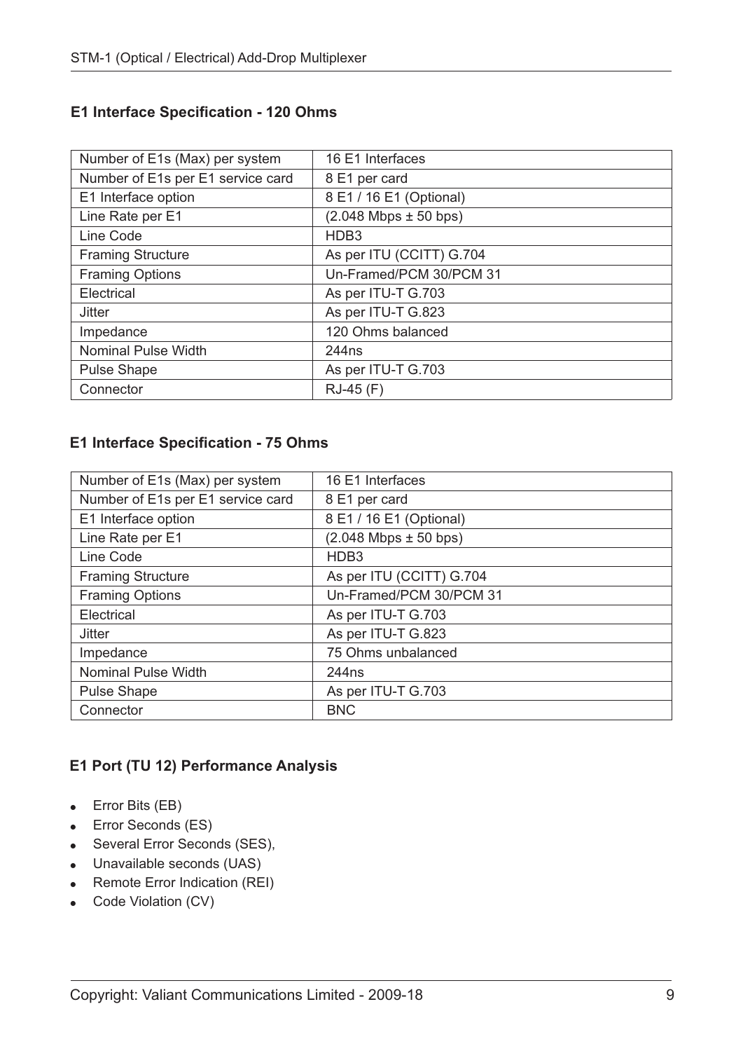## E1 Interface Specification - 120 Ohms

| | |
|---|---|
| Number of E1s (Max) per system | 16 E1 Interfaces |
| Number of E1s per E1 service card | 8 E1 per card |
| E1 Interface option | 8 E1 / 16 E1 (Optional) |
| Line Rate per E1 | (2.048 Mbps ± 50 bps) |
| Line Code | HDB3 |
| Framing Structure | As per ITU (CCITT) G.704 |
| Framing Options | Un-Framed/PCM 30/PCM 31 |
| Electrical | As per ITU-T G.703 |
| Jitter | As per ITU-T G.823 |
| Impedance | 120 Ohms balanced |
| Nominal Pulse Width | 244ns |
| Pulse Shape | As per ITU-T G.703 |
| Connector | RJ-45 (F) |

## E1 Interface Specification - 75 Ohms

| | |
|---|---|
| Number of E1s (Max) per system | 16 E1 Interfaces |
| Number of E1s per E1 service card | 8 E1 per card |
| E1 Interface option | 8 E1 / 16 E1 (Optional) |
| Line Rate per E1 | (2.048 Mbps ± 50 bps) |
| Line Code | HDB3 |
| Framing Structure | As per ITU (CCITT) G.704 |
| Framing Options | Un-Framed/PCM 30/PCM 31 |
| Electrical | As per ITU-T G.703 |
| Jitter | As per ITU-T G.823 |
| Impedance | 75 Ohms unbalanced |
| Nominal Pulse Width | 244ns |
| Pulse Shape | As per ITU-T G.703 |
| Connector | BNC |

## E1 Port (TU 12) Performance Analysis

- Error Bits (EB)
- Error Seconds (ES)
- Several Error Seconds (SES),
- Unavailable seconds (UAS)
- Remote Error Indication (REI)
- Code Violation (CV)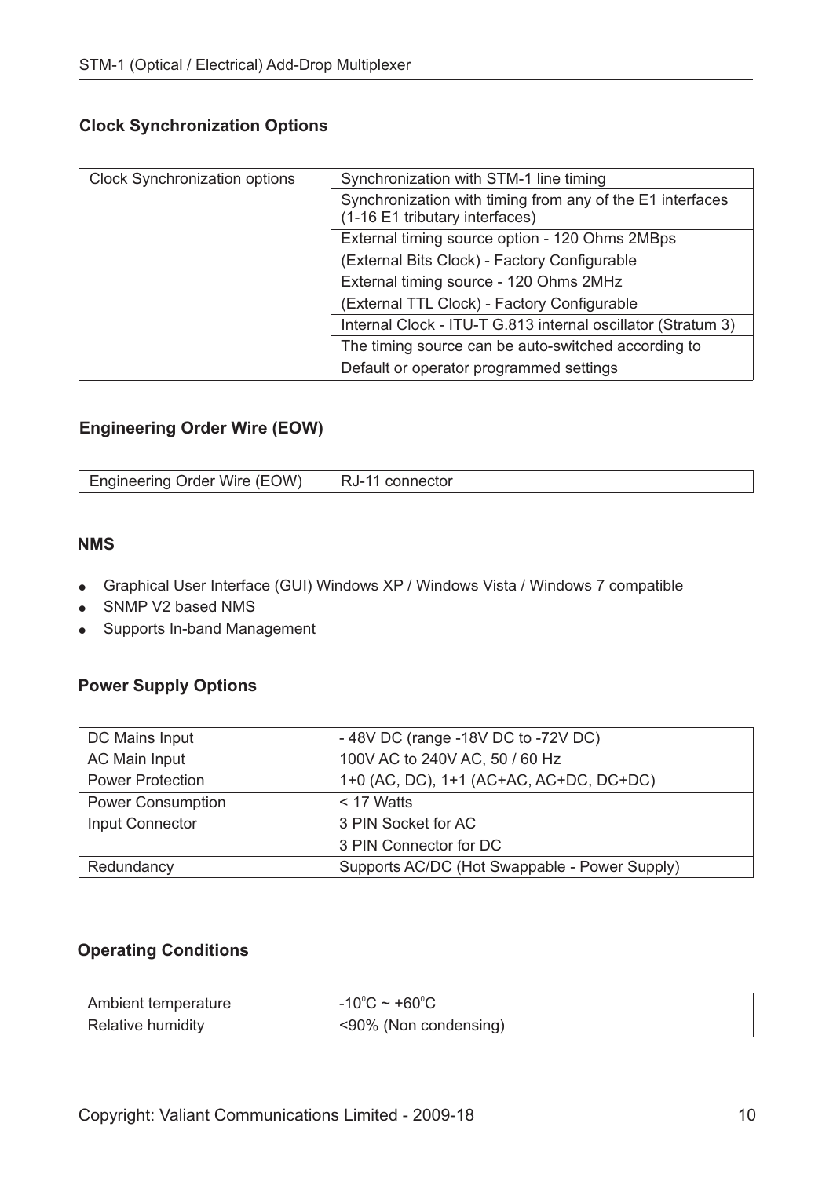## Clock Synchronization Options

| Clock Synchronization options | Synchronization with STM-1 line timing |
|---|---|
| | Synchronization with timing from any of the E1 interfaces (1-16 E1 tributary interfaces) |
| | External timing source option - 120 Ohms 2MBps (External Bits Clock) - Factory Configurable |
| | External timing source - 120 Ohms 2MHz (External TTL Clock) - Factory Configurable |
| | Internal Clock - ITU-T G.813 internal oscillator (Stratum 3) |
| | The timing source can be auto-switched according to Default or operator programmed settings |

## Engineering Order Wire (EOW)

| Engineering Order Wire (EOW) | RJ-11 connector |
|---|---|

## NMS

- Graphical User Interface (GUI) Windows XP / Windows Vista / Windows 7 compatible
- SNMP V2 based NMS
- Supports In-band Management

## Power Supply Options

| DC Mains Input | - 48V DC (range -18V DC to -72V DC) |
|---|---|
| AC Main Input | 100V AC to 240V AC, 50 / 60 Hz |
| Power Protection | 1+0 (AC, DC), 1+1 (AC+AC, AC+DC, DC+DC) |
| Power Consumption | < 17 Watts |
| Input Connector | 3 PIN Socket for AC<br>3 PIN Connector for DC |
| Redundancy | Supports AC/DC (Hot Swappable - Power Supply) |

## Operating Conditions

| Ambient temperature | -10°C ~ +60°C |
|---|---|
| Relative humidity | <90% (Non condensing) |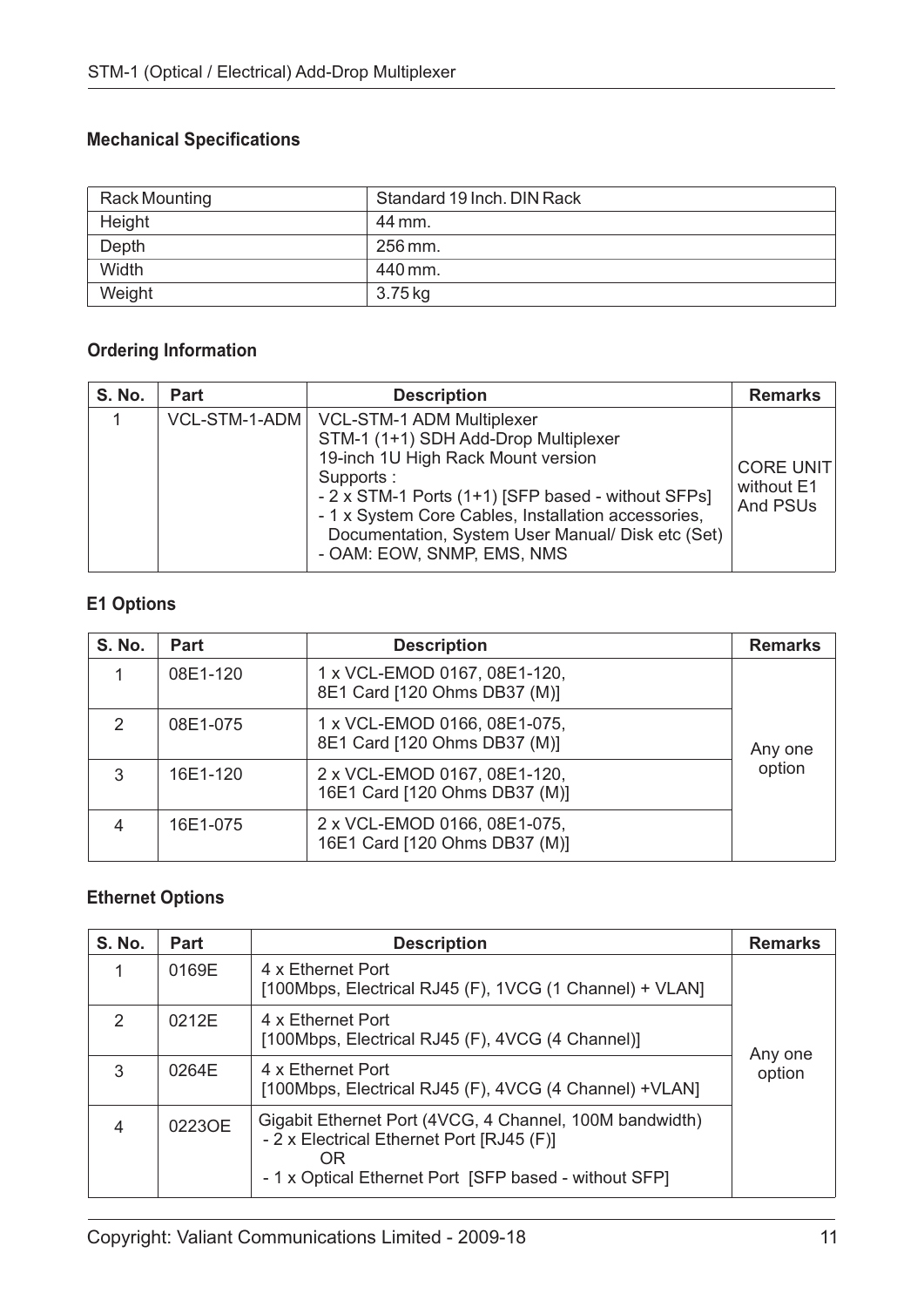## Mechanical Specifications

| | |
|---|---|
| Rack Mounting | Standard 19 Inch. DIN Rack |
| Height | 44 mm. |
| Depth | 256 mm. |
| Width | 440 mm. |
| Weight | 3.75 kg |

## Ordering Information

| S. No. | Part | Description | Remarks |
|---|---|---|---|
| 1 | VCL-STM-1-ADM | VCL-STM-1 ADM Multiplexer<br>STM-1 (1+1) SDH Add-Drop Multiplexer<br>19-inch 1U High Rack Mount version<br>Supports :<br>- 2 x STM-1 Ports (1+1) [SFP based - without SFPs]<br>- 1 x System Core Cables, Installation accessories, Documentation, System User Manual/ Disk etc (Set)<br>- OAM: EOW, SNMP, EMS, NMS | CORE UNIT without E1 And PSUs |

## E1 Options

| S. No. | Part | Description | Remarks |
|---|---|---|---|
| 1 | 08E1-120 | 1 x VCL-EMOD 0167, 08E1-120, 8E1 Card [120 Ohms DB37 (M)] | Any one option |
| 2 | 08E1-075 | 1 x VCL-EMOD 0166, 08E1-075, 8E1 Card [120 Ohms DB37 (M)] | |
| 3 | 16E1-120 | 2 x VCL-EMOD 0167, 08E1-120, 16E1 Card [120 Ohms DB37 (M)] | |
| 4 | 16E1-075 | 2 x VCL-EMOD 0166, 08E1-075, 16E1 Card [120 Ohms DB37 (M)] | |

## Ethernet Options

| S. No. | Part | Description | Remarks |
|---|---|---|---|
| 1 | 0169E | 4 x Ethernet Port<br>[100Mbps, Electrical RJ45 (F), 1VCG (1 Channel) + VLAN] | Any one option |
| 2 | 0212E | 4 x Ethernet Port<br>[100Mbps, Electrical RJ45 (F), 4VCG (4 Channel)] | |
| 3 | 0264E | 4 x Ethernet Port<br>[100Mbps, Electrical RJ45 (F), 4VCG (4 Channel) +VLAN] | |
| 4 | 0223OE | Gigabit Ethernet Port (4VCG, 4 Channel, 100M bandwidth)<br>- 2 x Electrical Ethernet Port [RJ45 (F)]<br>OR<br>- 1 x Optical Ethernet Port [SFP based - without SFP] | |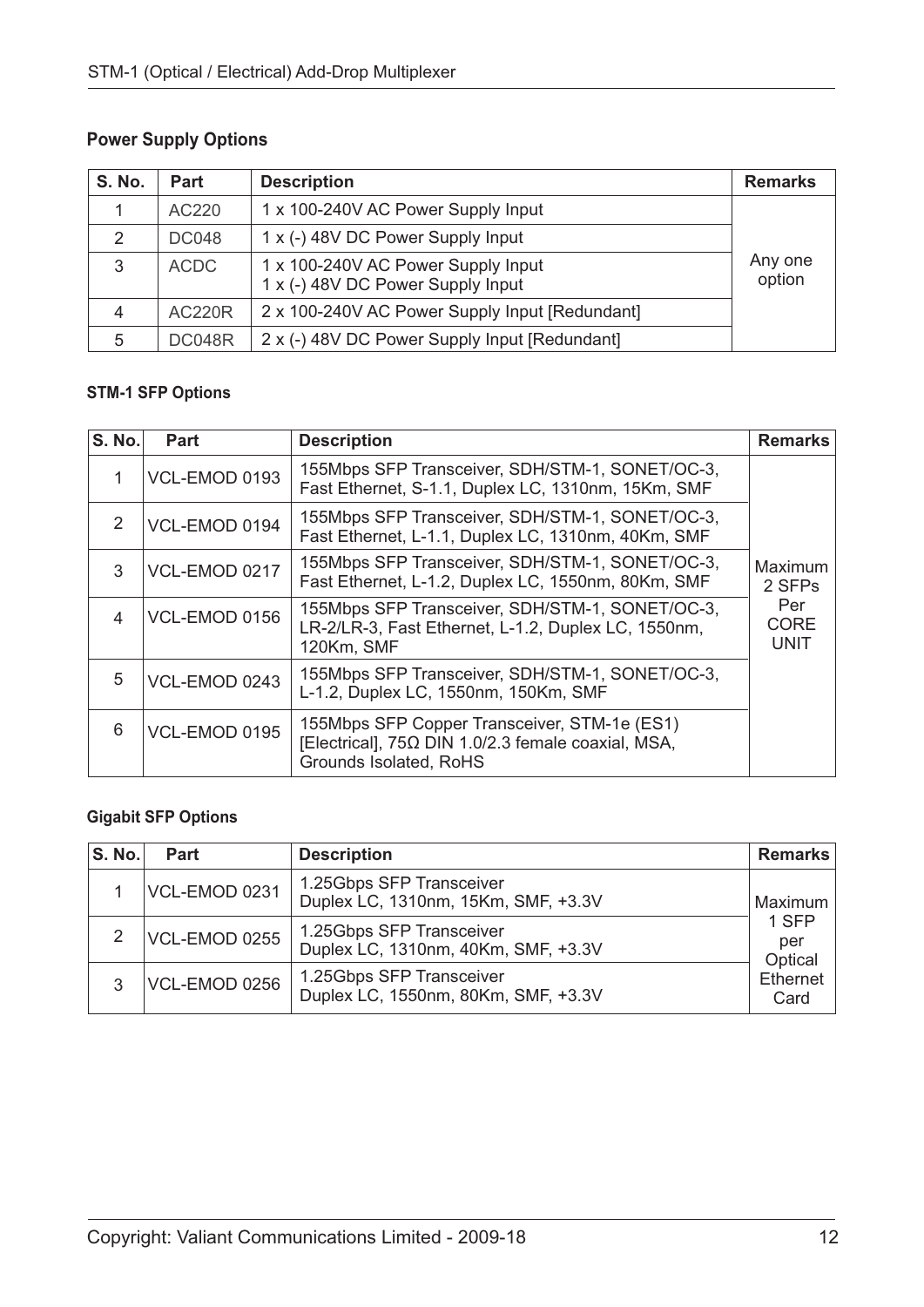### Power Supply Options

| S. No. | Part | Description | Remarks |
|---|---|---|---|
| 1 | AC220 | 1 x 100-240V AC Power Supply Input | Any one option |
| 2 | DC048 | 1 x (-) 48V DC Power Supply Input | |
| 3 | ACDC | 1 x 100-240V AC Power Supply Input<br>1 x (-) 48V DC Power Supply Input | |
| 4 | AC220R | 2 x 100-240V AC Power Supply Input [Redundant] | |
| 5 | DC048R | 2 x (-) 48V DC Power Supply Input [Redundant] | |

#### STM-1 SFP Options

| S. No. | Part | Description | Remarks |
|---|---|---|---|
| 1 | VCL-EMOD 0193 | 155Mbps SFP Transceiver, SDH/STM-1, SONET/OC-3, Fast Ethernet, S-1.1, Duplex LC, 1310nm, 15Km, SMF | Maximum 2 SFPs Per CORE UNIT |
| 2 | VCL-EMOD 0194 | 155Mbps SFP Transceiver, SDH/STM-1, SONET/OC-3, Fast Ethernet, L-1.1, Duplex LC, 1310nm, 40Km, SMF | |
| 3 | VCL-EMOD 0217 | 155Mbps SFP Transceiver, SDH/STM-1, SONET/OC-3, Fast Ethernet, L-1.2, Duplex LC, 1550nm, 80Km, SMF | |
| 4 | VCL-EMOD 0156 | 155Mbps SFP Transceiver, SDH/STM-1, SONET/OC-3, LR-2/LR-3, Fast Ethernet, L-1.2, Duplex LC, 1550nm, 120Km, SMF | |
| 5 | VCL-EMOD 0243 | 155Mbps SFP Transceiver, SDH/STM-1, SONET/OC-3, L-1.2, Duplex LC, 1550nm, 150Km, SMF | |
| 6 | VCL-EMOD 0195 | 155Mbps SFP Copper Transceiver, STM-1e (ES1) [Electrical], 75Ω DIN 1.0/2.3 female coaxial, MSA, Grounds Isolated, RoHS | |

#### Gigabit SFP Options

| S. No. | Part | Description | Remarks |
|---|---|---|---|
| 1 | VCL-EMOD 0231 | 1.25Gbps SFP Transceiver<br>Duplex LC, 1310nm, 15Km, SMF, +3.3V | Maximum 1 SFP per Optical Ethernet Card |
| 2 | VCL-EMOD 0255 | 1.25Gbps SFP Transceiver<br>Duplex LC, 1310nm, 40Km, SMF, +3.3V | |
| 3 | VCL-EMOD 0256 | 1.25Gbps SFP Transceiver<br>Duplex LC, 1550nm, 80Km, SMF, +3.3V | |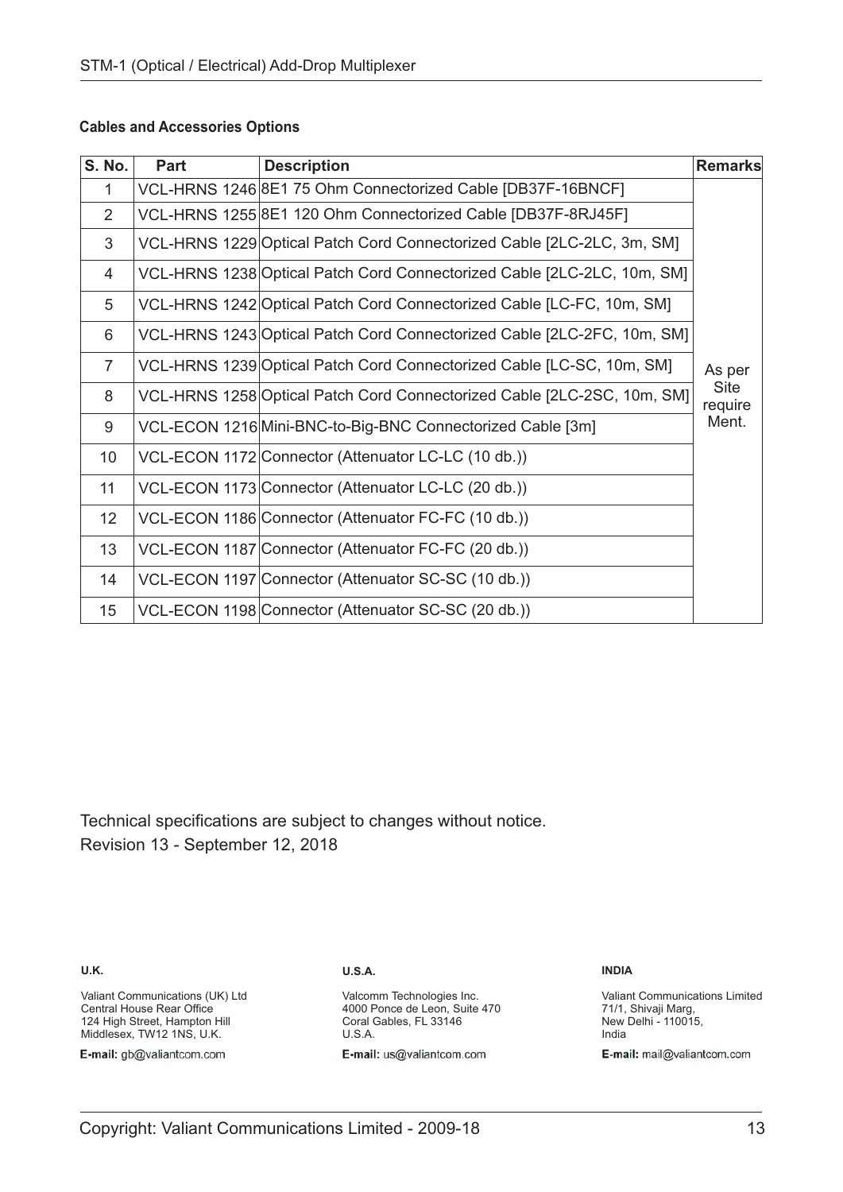#### Cables and Accessories Options

| S. No. | Part | Description | Remarks |
|---|---|---|---|
| 1 | VCL-HRNS 1246 | 8E1 75 Ohm Connectorized Cable [DB37F-16BNCF] | As per Site require Ment. |
| 2 | VCL-HRNS 1255 | 8E1 120 Ohm Connectorized Cable [DB37F-8RJ45F] | |
| 3 | VCL-HRNS 1229 | Optical Patch Cord Connectorized Cable [2LC-2LC, 3m, SM] | |
| 4 | VCL-HRNS 1238 | Optical Patch Cord Connectorized Cable [2LC-2LC, 10m, SM] | |
| 5 | VCL-HRNS 1242 | Optical Patch Cord Connectorized Cable [LC-FC, 10m, SM] | |
| 6 | VCL-HRNS 1243 | Optical Patch Cord Connectorized Cable [2LC-2FC, 10m, SM] | |
| 7 | VCL-HRNS 1239 | Optical Patch Cord Connectorized Cable [LC-SC, 10m, SM] | |
| 8 | VCL-HRNS 1258 | Optical Patch Cord Connectorized Cable [2LC-2SC, 10m, SM] | |
| 9 | VCL-ECON 1216 | Mini-BNC-to-Big-BNC Connectorized Cable [3m] | |
| 10 | VCL-ECON 1172 | Connector (Attenuator LC-LC (10 db.)) | |
| 11 | VCL-ECON 1173 | Connector (Attenuator LC-LC (20 db.)) | |
| 12 | VCL-ECON 1186 | Connector (Attenuator FC-FC (10 db.)) | |
| 13 | VCL-ECON 1187 | Connector (Attenuator FC-FC (20 db.)) | |
| 14 | VCL-ECON 1197 | Connector (Attenuator SC-SC (10 db.)) | |
| 15 | VCL-ECON 1198 | Connector (Attenuator SC-SC (20 db.)) | |

Technical specifications are subject to changes without notice.
Revision 13 - September 12, 2018

**U.K.**

Valiant Communications (UK) Ltd
Central House Rear Office
124 High Street, Hampton Hill
Middlesex, TW12 1NS, U.K.

**E-mail:** gb@valiantcom.com

**U.S.A.**

Valcomm Technologies Inc.
4000 Ponce de Leon, Suite 470
Coral Gables, FL 33146
U.S.A.

**E-mail:** us@valiantcom.com

**INDIA**

Valiant Communications Limited
71/1, Shivaji Marg,
New Delhi - 110015,
India

**E-mail:** mail@valiantcom.com

Copyright: Valiant Communications Limited - 2009-18